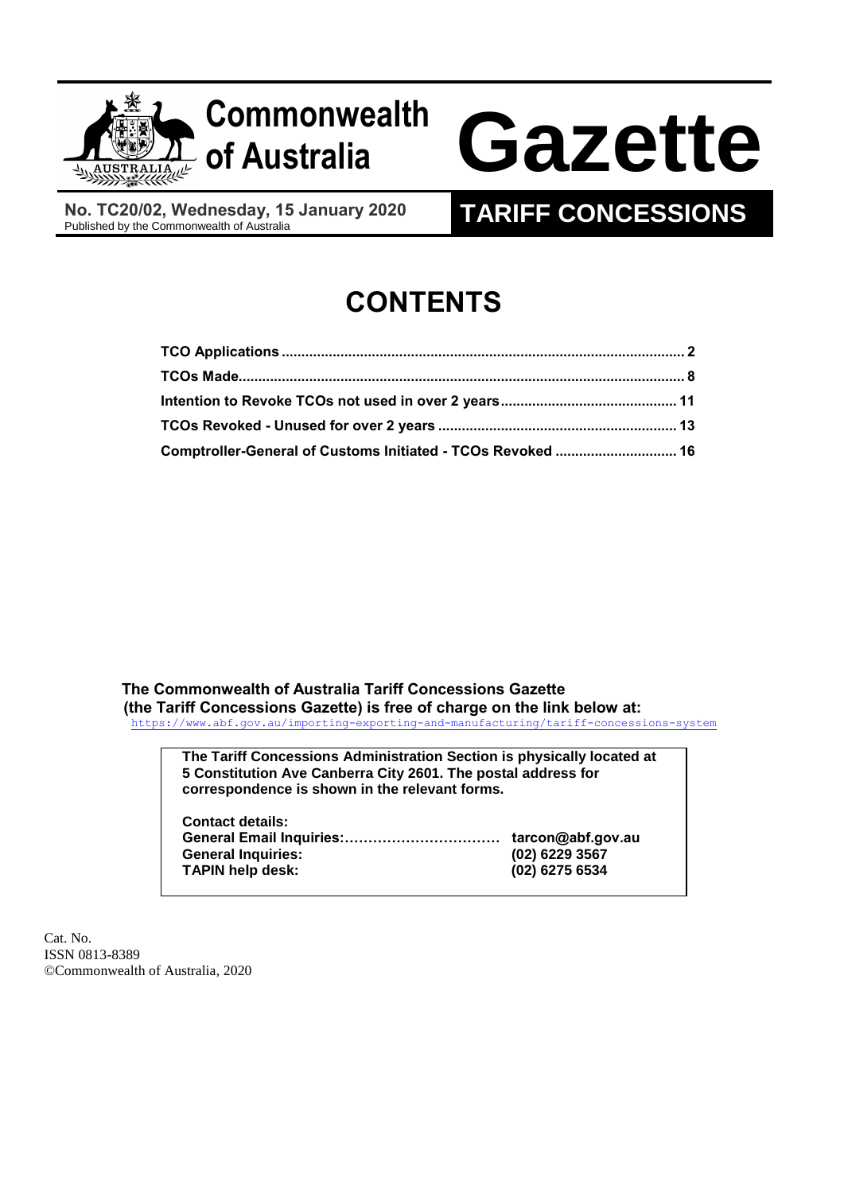# Commonwealth of Australia Gazette

**No. TC20/02, Wednesday, 15 January 2020**
Published by the Commonwealth of Australia

**TARIFF CONCESSIONS**

## CONTENTS

| | |
|---|---|
| **TCO Applications** | **2** |
| **TCOs Made** | **8** |
| **Intention to Revoke TCOs not used in over 2 years** | **11** |
| **TCOs Revoked - Unused for over 2 years** | **13** |
| **Comptroller-General of Customs Initiated - TCOs Revoked** | **16** |

**The Commonwealth of Australia Tariff Concessions Gazette (the Tariff Concessions Gazette) is free of charge on the link below at:**
https://www.abf.gov.au/importing-exporting-and-manufacturing/tariff-concessions-system

**The Tariff Concessions Administration Section is physically located at 5 Constitution Ave Canberra City 2601. The postal address for correspondence is shown in the relevant forms.**

**Contact details:**

| | |
|---|---|
| **General Email Inquiries:……………………………** | **tarcon@abf.gov.au** |
| **General Inquiries:** | **(02) 6229 3567** |
| **TAPIN help desk:** | **(02) 6275 6534** |

Cat. No.
ISSN 0813-8389
©Commonwealth of Australia, 2020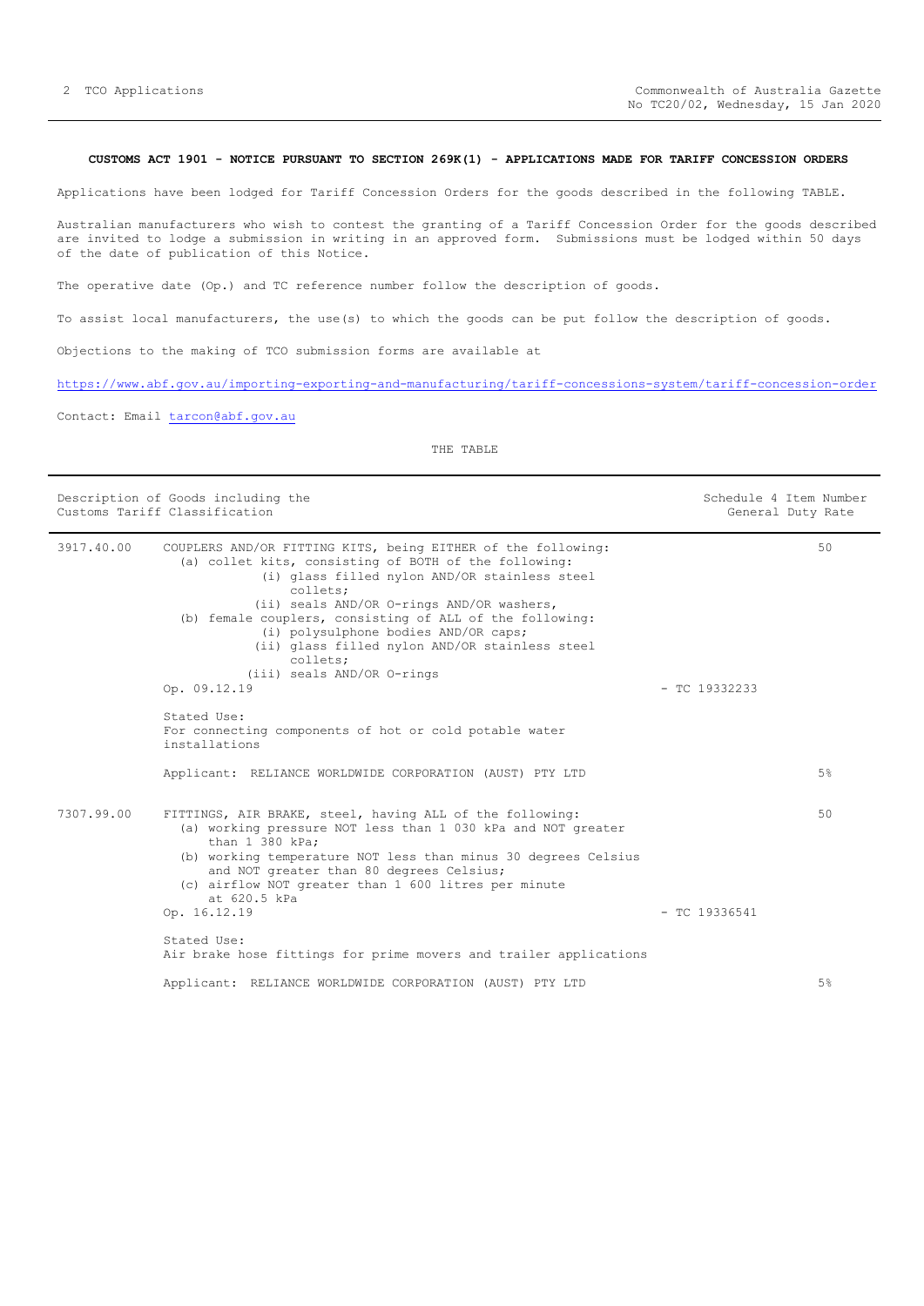**CUSTOMS ACT 1901 - NOTICE PURSUANT TO SECTION 269K(1) - APPLICATIONS MADE FOR TARIFF CONCESSION ORDERS**

Applications have been lodged for Tariff Concession Orders for the goods described in the following TABLE.

Australian manufacturers who wish to contest the granting of a Tariff Concession Order for the goods described are invited to lodge a submission in writing in an approved form. Submissions must be lodged within 50 days of the date of publication of this Notice.

The operative date (Op.) and TC reference number follow the description of goods.

To assist local manufacturers, the use(s) to which the goods can be put follow the description of goods.

Objections to the making of TCO submission forms are available at

https://www.abf.gov.au/importing-exporting-and-manufacturing/tariff-concessions-system/tariff-concession-order

Contact: Email tarcon@abf.gov.au

THE TABLE

| Description of Goods including the Customs Tariff Classification | | Schedule 4 Item Number / General Duty Rate |
|---|---|---|
| 3917.40.00 | COUPLERS AND/OR FITTING KITS, being EITHER of the following:<br>(a) collet kits, consisting of BOTH of the following:<br>(i) glass filled nylon AND/OR stainless steel collets;<br>(ii) seals AND/OR O-rings AND/OR washers,<br>(b) female couplers, consisting of ALL of the following:<br>(i) polysulphone bodies AND/OR caps;<br>(ii) glass filled nylon AND/OR stainless steel collets;<br>(iii) seals AND/OR O-rings<br>Op. 09.12.19 - TC 19332233<br><br>Stated Use:<br>For connecting components of hot or cold potable water installations<br><br>Applicant: RELIANCE WORLDWIDE CORPORATION (AUST) PTY LTD | 50<br><br>5% |
| 7307.99.00 | FITTINGS, AIR BRAKE, steel, having ALL of the following:<br>(a) working pressure NOT less than 1 030 kPa and NOT greater than 1 380 kPa;<br>(b) working temperature NOT less than minus 30 degrees Celsius and NOT greater than 80 degrees Celsius;<br>(c) airflow NOT greater than 1 600 litres per minute at 620.5 kPa<br>Op. 16.12.19 - TC 19336541<br><br>Stated Use:<br>Air brake hose fittings for prime movers and trailer applications<br><br>Applicant: RELIANCE WORLDWIDE CORPORATION (AUST) PTY LTD | 50<br><br>5% |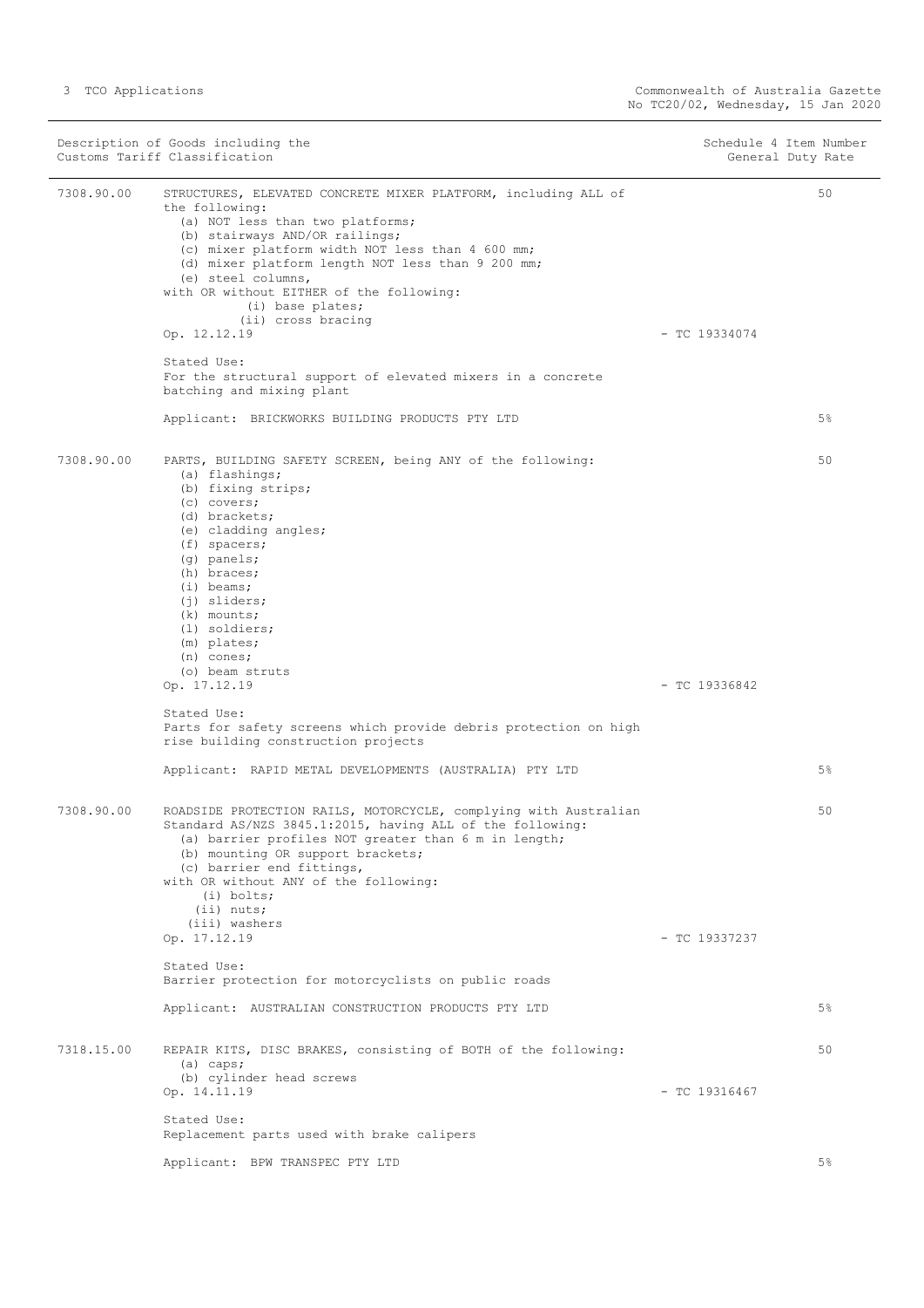| Description of Goods including the Customs Tariff Classification | | Schedule 4 Item Number General Duty Rate |
|---|---|---|
| 7308.90.00 | STRUCTURES, ELEVATED CONCRETE MIXER PLATFORM, including ALL of the following:<br>(a) NOT less than two platforms;<br>(b) stairways AND/OR railings;<br>(c) mixer platform width NOT less than 4 600 mm;<br>(d) mixer platform length NOT less than 9 200 mm;<br>(e) steel columns,<br>with OR without EITHER of the following:<br>(i) base plates;<br>(ii) cross bracing<br>Op. 12.12.19 - TC 19334074<br><br>Stated Use:<br>For the structural support of elevated mixers in a concrete batching and mixing plant<br><br>Applicant: BRICKWORKS BUILDING PRODUCTS PTY LTD | 50<br><br>5% |
| 7308.90.00 | PARTS, BUILDING SAFETY SCREEN, being ANY of the following:<br>(a) flashings;<br>(b) fixing strips;<br>(c) covers;<br>(d) brackets;<br>(e) cladding angles;<br>(f) spacers;<br>(g) panels;<br>(h) braces;<br>(i) beams;<br>(j) sliders;<br>(k) mounts;<br>(l) soldiers;<br>(m) plates;<br>(n) cones;<br>(o) beam struts<br>Op. 17.12.19 - TC 19336842<br><br>Stated Use:<br>Parts for safety screens which provide debris protection on high rise building construction projects<br><br>Applicant: RAPID METAL DEVELOPMENTS (AUSTRALIA) PTY LTD | 50<br><br>5% |
| 7308.90.00 | ROADSIDE PROTECTION RAILS, MOTORCYCLE, complying with Australian Standard AS/NZS 3845.1:2015, having ALL of the following:<br>(a) barrier profiles NOT greater than 6 m in length;<br>(b) mounting OR support brackets;<br>(c) barrier end fittings,<br>with OR without ANY of the following:<br>(i) bolts;<br>(ii) nuts;<br>(iii) washers<br>Op. 17.12.19 - TC 19337237<br><br>Stated Use:<br>Barrier protection for motorcyclists on public roads<br><br>Applicant: AUSTRALIAN CONSTRUCTION PRODUCTS PTY LTD | 50<br><br>5% |
| 7318.15.00 | REPAIR KITS, DISC BRAKES, consisting of BOTH of the following:<br>(a) caps;<br>(b) cylinder head screws<br>Op. 14.11.19 - TC 19316467<br><br>Stated Use:<br>Replacement parts used with brake calipers<br><br>Applicant: BPW TRANSPEC PTY LTD | 50<br><br>5% |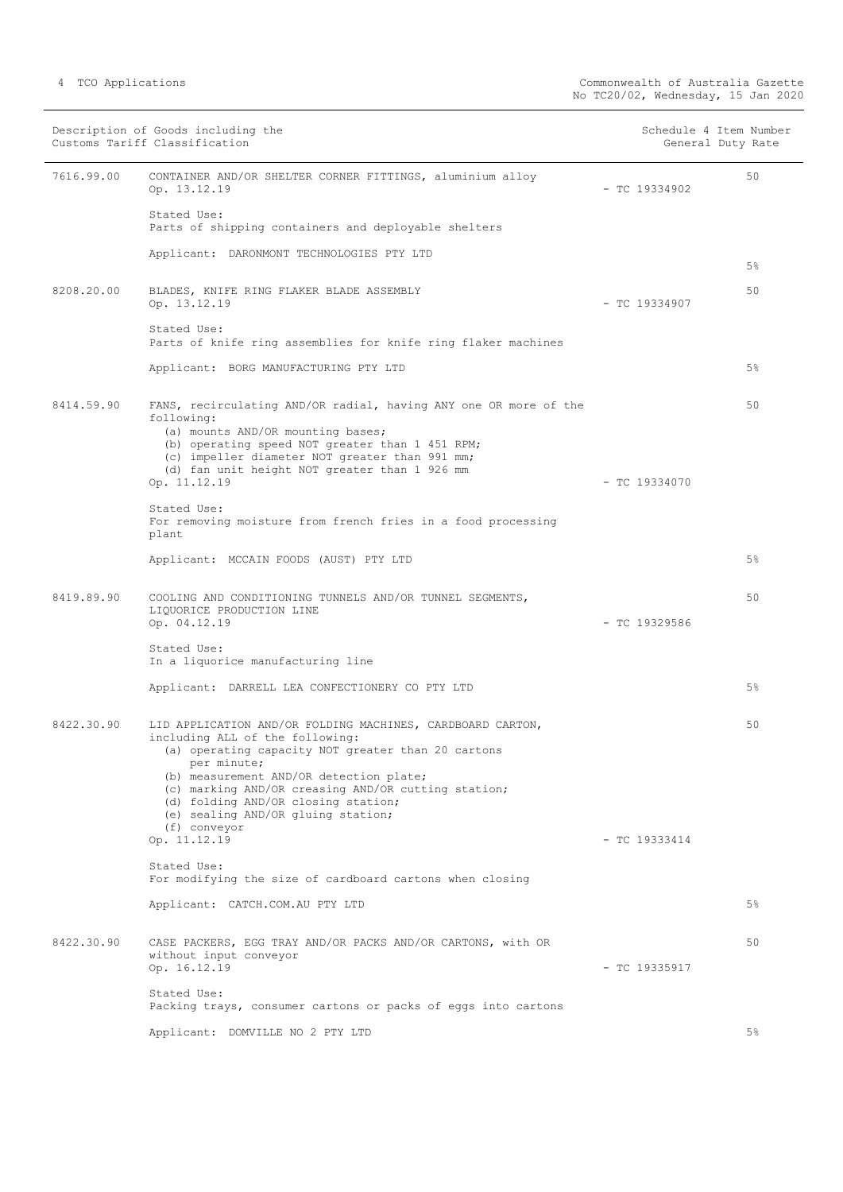| Description of Goods including the Customs Tariff Classification | | Schedule 4 Item Number | General Duty Rate |
|---|---|---|---|
| 7616.99.00 | CONTAINER AND/OR SHELTER CORNER FITTINGS, aluminium alloy<br>Op. 13.12.19<br><br>Stated Use:<br>Parts of shipping containers and deployable shelters<br><br>Applicant: DARONMONT TECHNOLOGIES PTY LTD | - TC 19334902 | 50<br><br>5% |
| 8208.20.00 | BLADES, KNIFE RING FLAKER BLADE ASSEMBLY<br>Op. 13.12.19<br><br>Stated Use:<br>Parts of knife ring assemblies for knife ring flaker machines<br><br>Applicant: BORG MANUFACTURING PTY LTD | - TC 19334907 | 50<br><br>5% |
| 8414.59.90 | FANS, recirculating AND/OR radial, having ANY one OR more of the following:<br>(a) mounts AND/OR mounting bases;<br>(b) operating speed NOT greater than 1 451 RPM;<br>(c) impeller diameter NOT greater than 991 mm;<br>(d) fan unit height NOT greater than 1 926 mm<br>Op. 11.12.19<br><br>Stated Use:<br>For removing moisture from french fries in a food processing plant<br><br>Applicant: MCCAIN FOODS (AUST) PTY LTD | - TC 19334070 | 50<br><br>5% |
| 8419.89.90 | COOLING AND CONDITIONING TUNNELS AND/OR TUNNEL SEGMENTS, LIQUORICE PRODUCTION LINE<br>Op. 04.12.19<br><br>Stated Use:<br>In a liquorice manufacturing line<br><br>Applicant: DARRELL LEA CONFECTIONERY CO PTY LTD | - TC 19329586 | 50<br><br>5% |
| 8422.30.90 | LID APPLICATION AND/OR FOLDING MACHINES, CARDBOARD CARTON, including ALL of the following:<br>(a) operating capacity NOT greater than 20 cartons per minute;<br>(b) measurement AND/OR detection plate;<br>(c) marking AND/OR creasing AND/OR cutting station;<br>(d) folding AND/OR closing station;<br>(e) sealing AND/OR gluing station;<br>(f) conveyor<br>Op. 11.12.19<br><br>Stated Use:<br>For modifying the size of cardboard cartons when closing<br><br>Applicant: CATCH.COM.AU PTY LTD | - TC 19333414 | 50<br><br>5% |
| 8422.30.90 | CASE PACKERS, EGG TRAY AND/OR PACKS AND/OR CARTONS, with OR without input conveyor<br>Op. 16.12.19<br><br>Stated Use:<br>Packing trays, consumer cartons or packs of eggs into cartons<br><br>Applicant: DOMVILLE NO 2 PTY LTD | - TC 19335917 | 50<br><br>5% |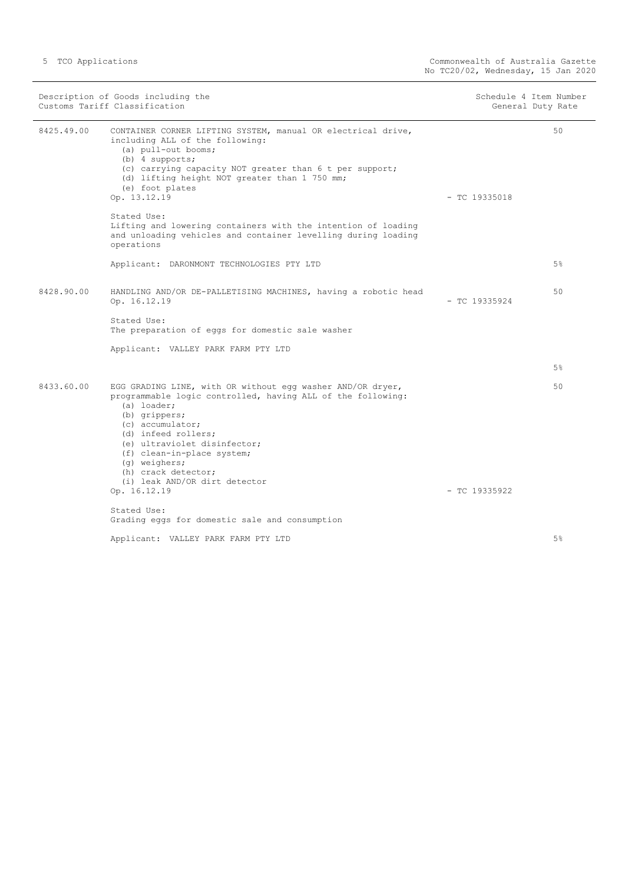| Description of Goods including the Customs Tariff Classification | | Schedule 4 Item Number | General Duty Rate |
|---|---|---|---|
| 8425.49.00 | CONTAINER CORNER LIFTING SYSTEM, manual OR electrical drive, including ALL of the following:<br>(a) pull-out booms;<br>(b) 4 supports;<br>(c) carrying capacity NOT greater than 6 t per support;<br>(d) lifting height NOT greater than 1 750 mm;<br>(e) foot plates<br>Op. 13.12.19<br><br>Stated Use:<br>Lifting and lowering containers with the intention of loading and unloading vehicles and container levelling during loading operations<br><br>Applicant: DARONMONT TECHNOLOGIES PTY LTD | - TC 19335018 | 50<br><br>5% |
| 8428.90.00 | HANDLING AND/OR DE-PALLETISING MACHINES, having a robotic head<br>Op. 16.12.19<br><br>Stated Use:<br>The preparation of eggs for domestic sale washer<br><br>Applicant: VALLEY PARK FARM PTY LTD | - TC 19335924 | 50<br><br>5% |
| 8433.60.00 | EGG GRADING LINE, with OR without egg washer AND/OR dryer, programmable logic controlled, having ALL of the following:<br>(a) loader;<br>(b) grippers;<br>(c) accumulator;<br>(d) infeed rollers;<br>(e) ultraviolet disinfector;<br>(f) clean-in-place system;<br>(g) weighers;<br>(h) crack detector;<br>(i) leak AND/OR dirt detector<br>Op. 16.12.19<br><br>Stated Use:<br>Grading eggs for domestic sale and consumption<br><br>Applicant: VALLEY PARK FARM PTY LTD | - TC 19335922 | 50<br><br>5% |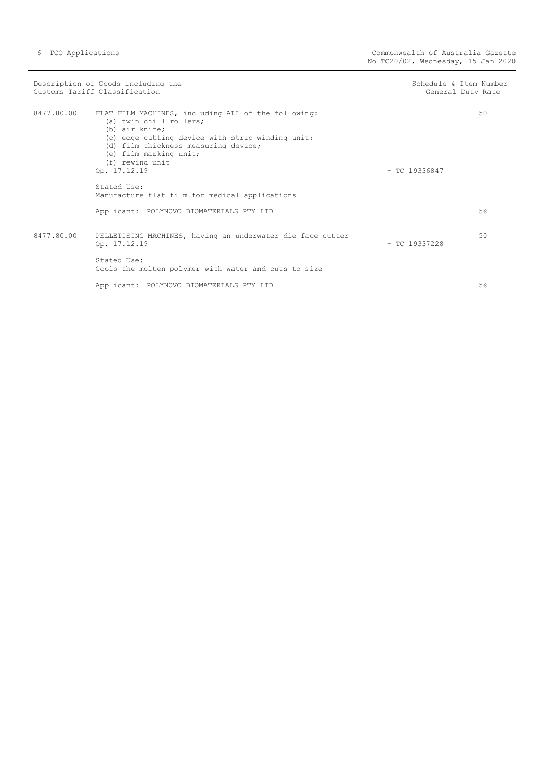| Description of Goods including the Customs Tariff Classification | | Schedule 4 Item Number | General Duty Rate |
|---|---|---|---|
| 8477.80.00 | FLAT FILM MACHINES, including ALL of the following:<br>(a) twin chill rollers;<br>(b) air knife;<br>(c) edge cutting device with strip winding unit;<br>(d) film thickness measuring device;<br>(e) film marking unit;<br>(f) rewind unit<br>Op. 17.12.19<br><br>Stated Use:<br>Manufacture flat film for medical applications<br><br>Applicant: POLYNOVO BIOMATERIALS PTY LTD | - TC 19336847 | 50<br><br><br><br><br><br><br><br><br><br><br><br>5% |
| 8477.80.00 | PELLETISING MACHINES, having an underwater die face cutter<br>Op. 17.12.19<br><br>Stated Use:<br>Cools the molten polymer with water and cuts to size<br><br>Applicant: POLYNOVO BIOMATERIALS PTY LTD | - TC 19337228 | 50<br><br><br><br><br><br>5% |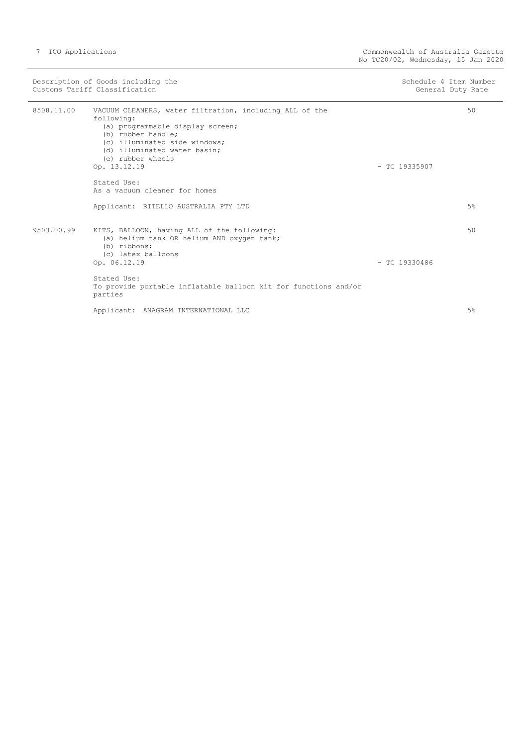| Description of Goods including the Customs Tariff Classification | | Schedule 4 Item Number | General Duty Rate |
|---|---|---|---|
| 8508.11.00 | VACUUM CLEANERS, water filtration, including ALL of the following:<br>(a) programmable display screen;<br>(b) rubber handle;<br>(c) illuminated side windows;<br>(d) illuminated water basin;<br>(e) rubber wheels<br>Op. 13.12.19<br><br>Stated Use:<br>As a vacuum cleaner for homes<br><br>Applicant: RITELLO AUSTRALIA PTY LTD | - TC 19335907 | 50<br><br>5% |
| 9503.00.99 | KITS, BALLOON, having ALL of the following:<br>(a) helium tank OR helium AND oxygen tank;<br>(b) ribbons;<br>(c) latex balloons<br>Op. 06.12.19<br><br>Stated Use:<br>To provide portable inflatable balloon kit for functions and/or parties<br><br>Applicant: ANAGRAM INTERNATIONAL LLC | - TC 19330486 | 50<br><br>5% |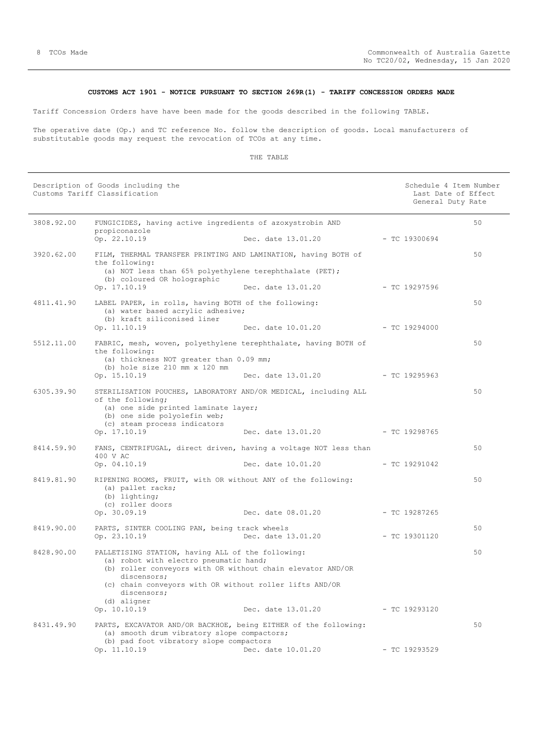## CUSTOMS ACT 1901 - NOTICE PURSUANT TO SECTION 269R(1) - TARIFF CONCESSION ORDERS MADE

Tariff Concession Orders have have been made for the goods described in the following TABLE.

The operative date (Op.) and TC reference No. follow the description of goods. Local manufacturers of substitutable goods may request the revocation of TCOs at any time.

THE TABLE

| Description of Goods including the Customs Tariff Classification | | Schedule 4 Item Number Last Date of Effect General Duty Rate |
|---|---|---|
| 3808.92.00 | FUNGICIDES, having active ingredients of azoxystrobin AND propiconazole<br>Op. 22.10.19 Dec. date 13.01.20 - TC 19300694 | 50 |
| 3920.62.00 | FILM, THERMAL TRANSFER PRINTING AND LAMINATION, having BOTH of the following:<br>(a) NOT less than 65% polyethylene terephthalate (PET);<br>(b) coloured OR holographic<br>Op. 17.10.19 Dec. date 13.01.20 - TC 19297596 | 50 |
| 4811.41.90 | LABEL PAPER, in rolls, having BOTH of the following:<br>(a) water based acrylic adhesive;<br>(b) kraft siliconised liner<br>Op. 11.10.19 Dec. date 10.01.20 - TC 19294000 | 50 |
| 5512.11.00 | FABRIC, mesh, woven, polyethylene terephthalate, having BOTH of the following:<br>(a) thickness NOT greater than 0.09 mm;<br>(b) hole size 210 mm x 120 mm<br>Op. 15.10.19 Dec. date 13.01.20 - TC 19295963 | 50 |
| 6305.39.90 | STERILISATION POUCHES, LABORATORY AND/OR MEDICAL, including ALL of the following;<br>(a) one side printed laminate layer;<br>(b) one side polyolefin web;<br>(c) steam process indicators<br>Op. 17.10.19 Dec. date 13.01.20 - TC 19298765 | 50 |
| 8414.59.90 | FANS, CENTRIFUGAL, direct driven, having a voltage NOT less than 400 V AC<br>Op. 04.10.19 Dec. date 10.01.20 - TC 19291042 | 50 |
| 8419.81.90 | RIPENING ROOMS, FRUIT, with OR without ANY of the following:<br>(a) pallet racks;<br>(b) lighting;<br>(c) roller doors<br>Op. 30.09.19 Dec. date 08.01.20 - TC 19287265 | 50 |
| 8419.90.00 | PARTS, SINTER COOLING PAN, being track wheels<br>Op. 23.10.19 Dec. date 13.01.20 - TC 19301120 | 50 |
| 8428.90.00 | PALLETISING STATION, having ALL of the following:<br>(a) robot with electro pneumatic hand;<br>(b) roller conveyors with OR without chain elevator AND/OR discensors;<br>(c) chain conveyors with OR without roller lifts AND/OR discensors;<br>(d) aligner<br>Op. 10.10.19 Dec. date 13.01.20 - TC 19293120 | 50 |
| 8431.49.90 | PARTS, EXCAVATOR AND/OR BACKHOE, being EITHER of the following:<br>(a) smooth drum vibratory slope compactors;<br>(b) pad foot vibratory slope compactors<br>Op. 11.10.19 Dec. date 10.01.20 - TC 19293529 | 50 |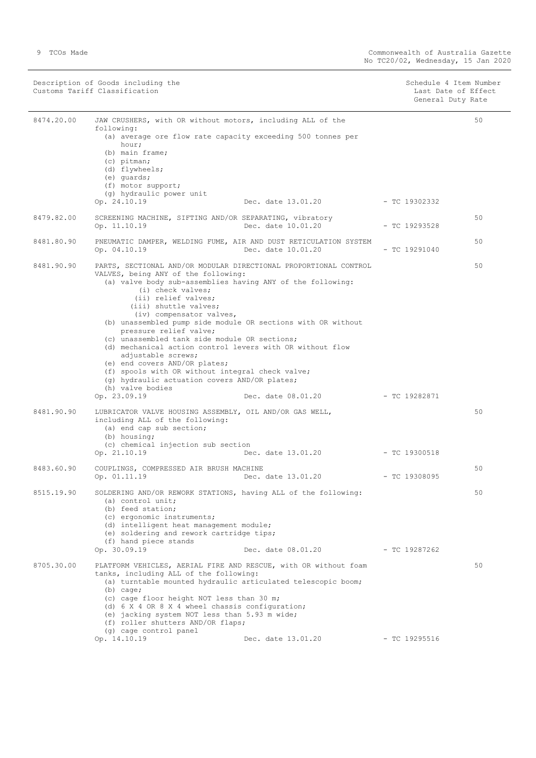| Description of Goods including the Customs Tariff Classification | | Schedule 4 Item Number Last Date of Effect General Duty Rate |
|---|---|---|
| 8474.20.00 | JAW CRUSHERS, with OR without motors, including ALL of the following:<br>(a) average ore flow rate capacity exceeding 500 tonnes per hour;<br>(b) main frame;<br>(c) pitman;<br>(d) flywheels;<br>(e) guards;<br>(f) motor support;<br>(g) hydraulic power unit<br>Op. 24.10.19 Dec. date 13.01.20 - TC 19302332 | 50 |
| 8479.82.00 | SCREENING MACHINE, SIFTING AND/OR SEPARATING, vibratory<br>Op. 11.10.19 Dec. date 10.01.20 - TC 19293528 | 50 |
| 8481.80.90 | PNEUMATIC DAMPER, WELDING FUME, AIR AND DUST RETICULATION SYSTEM<br>Op. 04.10.19 Dec. date 10.01.20 - TC 19291040 | 50 |
| 8481.90.90 | PARTS, SECTIONAL AND/OR MODULAR DIRECTIONAL PROPORTIONAL CONTROL VALVES, being ANY of the following:<br>(a) valve body sub-assemblies having ANY of the following:<br>(i) check valves;<br>(ii) relief valves;<br>(iii) shuttle valves;<br>(iv) compensator valves,<br>(b) unassembled pump side module OR sections with OR without pressure relief valve;<br>(c) unassembled tank side module OR sections;<br>(d) mechanical action control levers with OR without flow adjustable screws;<br>(e) end covers AND/OR plates;<br>(f) spools with OR without integral check valve;<br>(g) hydraulic actuation covers AND/OR plates;<br>(h) valve bodies<br>Op. 23.09.19 Dec. date 08.01.20 - TC 19282871 | 50 |
| 8481.90.90 | LUBRICATOR VALVE HOUSING ASSEMBLY, OIL AND/OR GAS WELL, including ALL of the following:<br>(a) end cap sub section;<br>(b) housing;<br>(c) chemical injection sub section<br>Op. 21.10.19 Dec. date 13.01.20 - TC 19300518 | 50 |
| 8483.60.90 | COUPLINGS, COMPRESSED AIR BRUSH MACHINE<br>Op. 01.11.19 Dec. date 13.01.20 - TC 19308095 | 50 |
| 8515.19.90 | SOLDERING AND/OR REWORK STATIONS, having ALL of the following:<br>(a) control unit;<br>(b) feed station;<br>(c) ergonomic instruments;<br>(d) intelligent heat management module;<br>(e) soldering and rework cartridge tips;<br>(f) hand piece stands<br>Op. 30.09.19 Dec. date 08.01.20 - TC 19287262 | 50 |
| 8705.30.00 | PLATFORM VEHICLES, AERIAL FIRE AND RESCUE, with OR without foam tanks, including ALL of the following:<br>(a) turntable mounted hydraulic articulated telescopic boom;<br>(b) cage;<br>(c) cage floor height NOT less than 30 m;<br>(d) 6 X 4 OR 8 X 4 wheel chassis configuration;<br>(e) jacking system NOT less than 5.93 m wide;<br>(f) roller shutters AND/OR flaps;<br>(g) cage control panel<br>Op. 14.10.19 Dec. date 13.01.20 - TC 19295516 | 50 |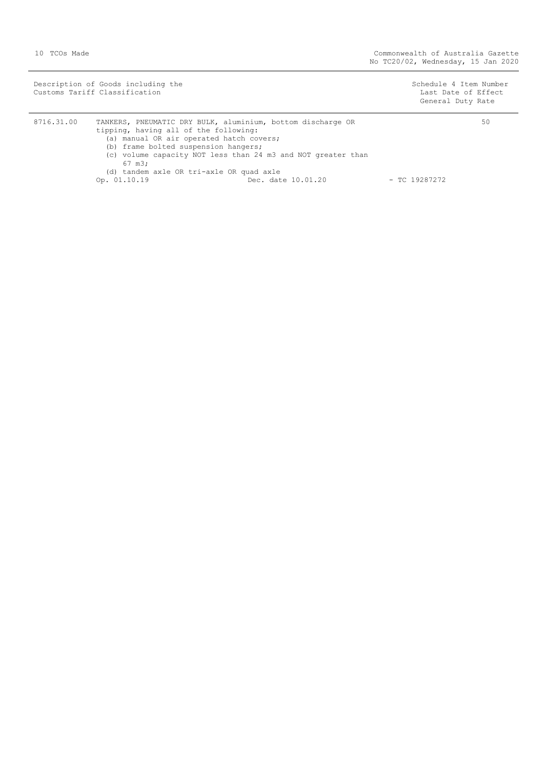| Description of Goods including the Customs Tariff Classification | | Schedule 4 Item Number Last Date of Effect General Duty Rate |
|---|---|---|
| 8716.31.00 | TANKERS, PNEUMATIC DRY BULK, aluminium, bottom discharge OR tipping, having all of the following:<br>(a) manual OR air operated hatch covers;<br>(b) frame bolted suspension hangers;<br>(c) volume capacity NOT less than 24 m3 and NOT greater than 67 m3;<br>(d) tandem axle OR tri-axle OR quad axle<br>Op. 01.10.19 Dec. date 10.01.20 - TC 19287272 | 50 |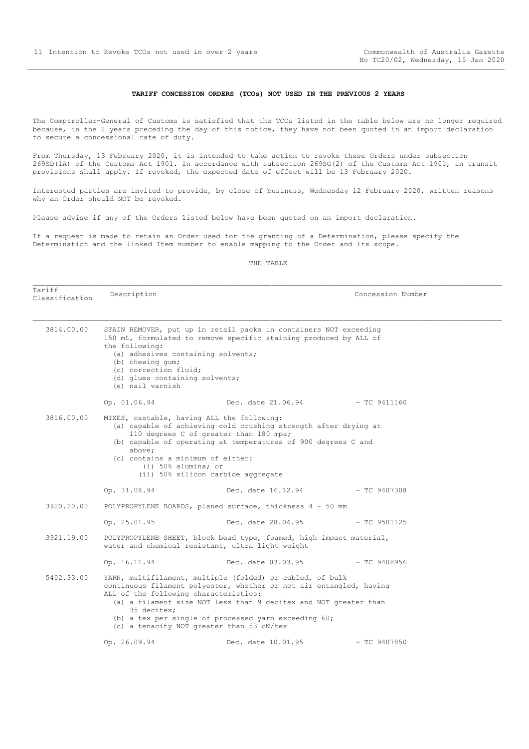**TARIFF CONCESSION ORDERS (TCOs) NOT USED IN THE PREVIOUS 2 YEARS**

The Comptroller-General of Customs is satisfied that the TCOs listed in the table below are no longer required because, in the 2 years preceding the day of this notice, they have not been quoted in an import declaration to secure a concessional rate of duty.

From Thursday, 13 February 2020, it is intended to take action to revoke these Orders under subsection 269SD(1A) of the Customs Act 1901. In accordance with subsection 269SG(2) of the Customs Act 1901, in transit provisions shall apply. If revoked, the expected date of effect will be 13 February 2020.

Interested parties are invited to provide, by close of business, Wednesday 12 February 2020, written reasons why an Order should NOT be revoked.

Please advise if any of the Orders listed below have been quoted on an import declaration.

If a request is made to retain an Order used for the granting of a Determination, please specify the Determination and the linked Item number to enable mapping to the Order and its scope.

THE TABLE

| Tariff Classification | Description | Concession Number |
|---|---|---|
| 3814.00.00 | STAIN REMOVER, put up in retail packs in containers NOT exceeding 150 mL, formulated to remove specific staining produced by ALL of the following:<br>(a) adhesives containing solvents;<br>(b) chewing gum;<br>(c) correction fluid;<br>(d) glues containing solvents;<br>(e) nail varnish | |
| | Op. 01.06.94 Dec. date 21.06.94 | - TC 9411160 |
| 3816.00.00 | MIXES, castable, having ALL the following:<br>(a) capable of achieving cold crushing strength after drying at 110 degrees C of greater than 180 mpa;<br>(b) capable of operating at temperatures of 900 degrees C and above;<br>(c) contains a minimum of either:<br>(i) 50% alumina; or<br>(ii) 50% silicon carbide aggregate | |
| | Op. 31.08.94 Dec. date 16.12.94 | - TC 9407308 |
| 3920.20.00 | POLYPROPYLENE BOARDS, planed surface, thickness 4 - 50 mm | |
| | Op. 25.01.95 Dec. date 28.04.95 | - TC 9501125 |
| 3921.19.00 | POLYPROPYLENE SHEET, block bead type, foamed, high impact material, water and chemical resistant, ultra light weight | |
| | Op. 16.11.94 Dec. date 03.03.95 | - TC 9408956 |
| 5402.33.00 | YARN, multifilament, multiple (folded) or cabled, of bulk continuous filament polyester, whether or not air entangled, having ALL of the following characteristics:<br>(a) a filament size NOT less than 9 decitex and NOT greater than 35 decitex;<br>(b) a tex per single of processed yarn exceeding 60;<br>(c) a tenacity NOT greater than 53 cN/tex | |
| | Op. 26.09.94 Dec. date 10.01.95 | - TC 9407850 |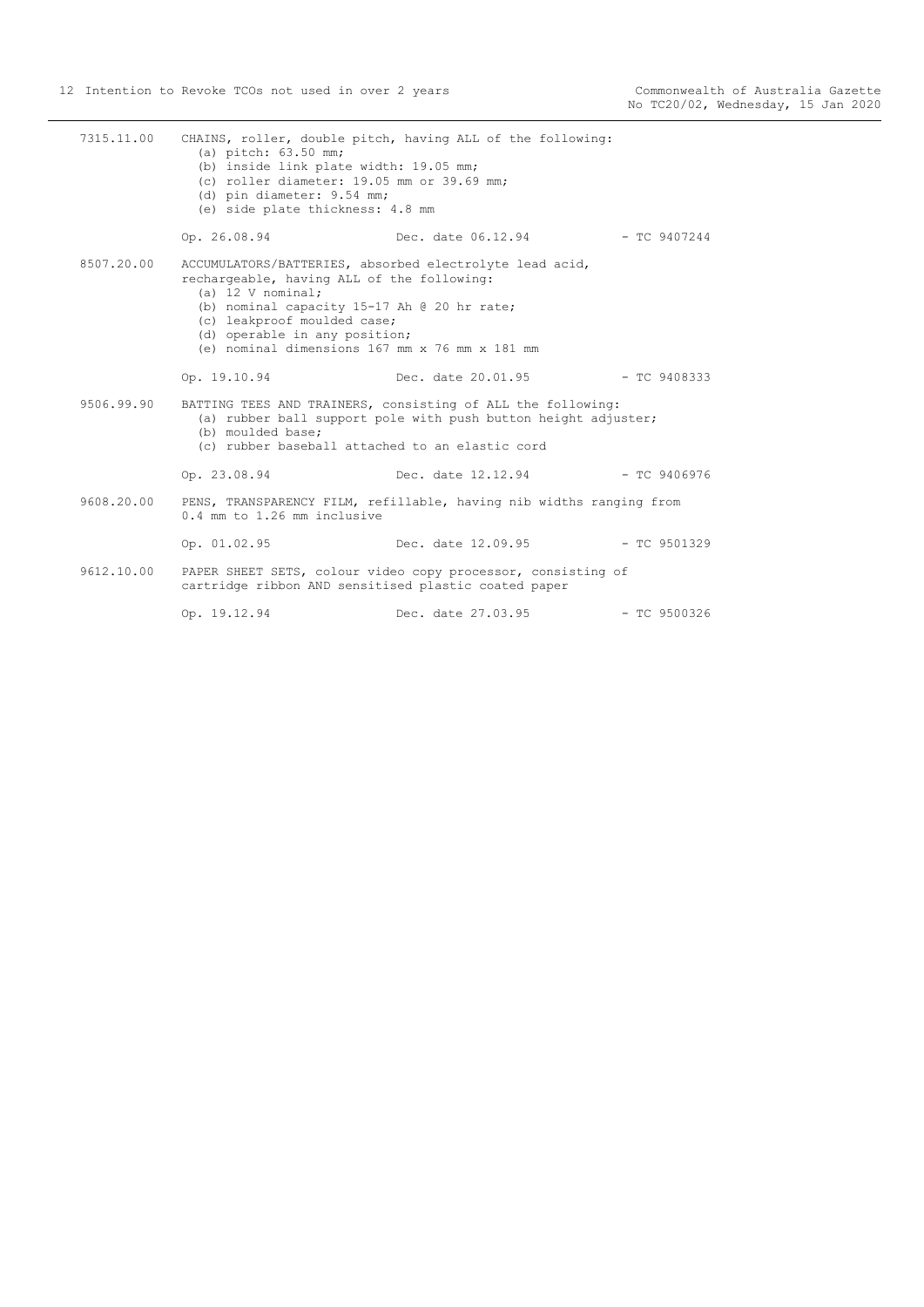7315.11.00 CHAINS, roller, double pitch, having ALL of the following:
- (a) pitch: 63.50 mm;
- (b) inside link plate width: 19.05 mm;
- (c) roller diameter: 19.05 mm or 39.69 mm;
- (d) pin diameter: 9.54 mm;
- (e) side plate thickness: 4.8 mm

Op. 26.08.94 Dec. date 06.12.94 - TC 9407244

8507.20.00 ACCUMULATORS/BATTERIES, absorbed electrolyte lead acid, rechargeable, having ALL of the following:
- (a) 12 V nominal;
- (b) nominal capacity 15-17 Ah @ 20 hr rate;
- (c) leakproof moulded case;
- (d) operable in any position;
- (e) nominal dimensions 167 mm x 76 mm x 181 mm

Op. 19.10.94 Dec. date 20.01.95 - TC 9408333

9506.99.90 BATTING TEES AND TRAINERS, consisting of ALL the following:
- (a) rubber ball support pole with push button height adjuster;
- (b) moulded base;
- (c) rubber baseball attached to an elastic cord

Op. 23.08.94 Dec. date 12.12.94 - TC 9406976

9608.20.00 PENS, TRANSPARENCY FILM, refillable, having nib widths ranging from 0.4 mm to 1.26 mm inclusive

Op. 01.02.95 Dec. date 12.09.95 - TC 9501329

9612.10.00 PAPER SHEET SETS, colour video copy processor, consisting of cartridge ribbon AND sensitised plastic coated paper

Op. 19.12.94 Dec. date 27.03.95 - TC 9500326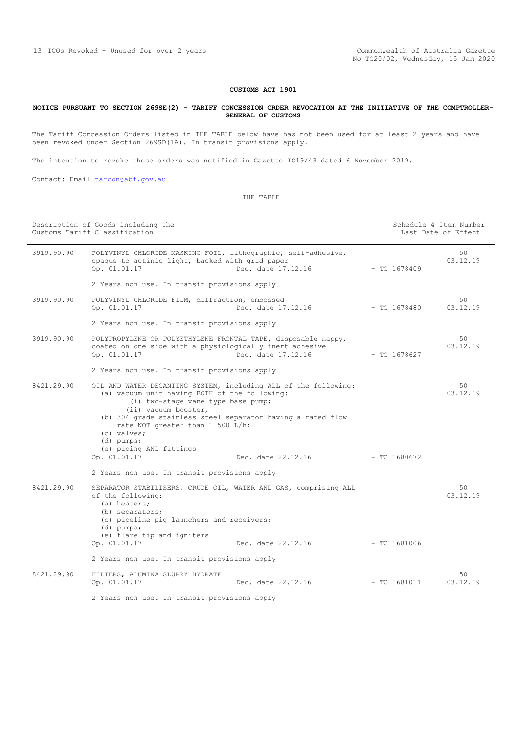**CUSTOMS ACT 1901**

**NOTICE PURSUANT TO SECTION 269SE(2) - TARIFF CONCESSION ORDER REVOCATION AT THE INITIATIVE OF THE COMPTROLLER-GENERAL OF CUSTOMS**

The Tariff Concession Orders listed in THE TABLE below have has not been used for at least 2 years and have been revoked under Section 269SD(1A). In transit provisions apply.

The intention to revoke these orders was notified in Gazette TC19/43 dated 6 November 2019.

Contact: Email tarcon@abf.gov.au

THE TABLE

| Customs Tariff Classification | Description of Goods | TC Number | Schedule 4 Item Number / Last Date of Effect |
|---|---|---|---|
| 3919.90.90 | POLYVINYL CHLORIDE MASKING FOIL, lithographic, self-adhesive, opaque to actinic light, backed with grid paper<br>Op. 01.01.17 Dec. date 17.12.16<br>2 Years non use. In transit provisions apply | TC 1678409 | 50<br>03.12.19 |
| 3919.90.90 | POLYVINYL CHLORIDE FILM, diffraction, embossed<br>Op. 01.01.17 Dec. date 17.12.16<br>2 Years non use. In transit provisions apply | TC 1678480 | 50<br>03.12.19 |
| 3919.90.90 | POLYPROPYLENE OR POLYETHYLENE FRONTAL TAPE, disposable nappy, coated on one side with a physiologically inert adhesive<br>Op. 01.01.17 Dec. date 17.12.16<br>2 Years non use. In transit provisions apply | TC 1678627 | 50<br>03.12.19 |
| 8421.29.90 | OIL AND WATER DECANTING SYSTEM, including ALL of the following:<br>(a) vacuum unit having BOTH of the following:<br>(i) two-stage vane type base pump;<br>(ii) vacuum booster,<br>(b) 304 grade stainless steel separator having a rated flow rate NOT greater than 1 500 L/h;<br>(c) valves;<br>(d) pumps;<br>(e) piping AND fittings<br>Op. 01.01.17 Dec. date 22.12.16<br>2 Years non use. In transit provisions apply | TC 1680672 | 50<br>03.12.19 |
| 8421.29.90 | SEPARATOR STABILISERS, CRUDE OIL, WATER AND GAS, comprising ALL of the following:<br>(a) heaters;<br>(b) separators;<br>(c) pipeline pig launchers and receivers;<br>(d) pumps;<br>(e) flare tip and igniters<br>Op. 01.01.17 Dec. date 22.12.16<br>2 Years non use. In transit provisions apply | TC 1681006 | 50<br>03.12.19 |
| 8421.29.90 | FILTERS, ALUMINA SLURRY HYDRATE<br>Op. 01.01.17 Dec. date 22.12.16<br>2 Years non use. In transit provisions apply | TC 1681011 | 50<br>03.12.19 |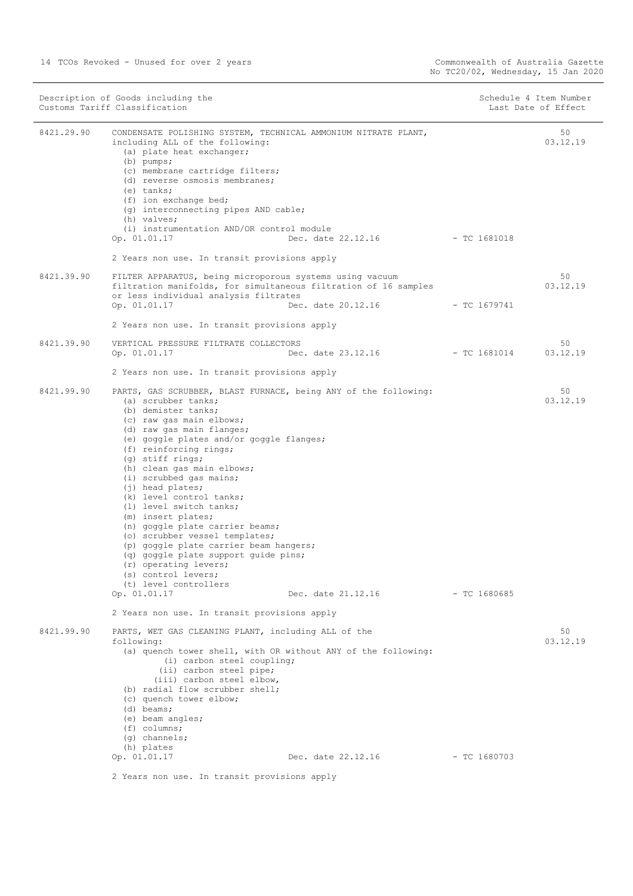| Description of Goods including the Customs Tariff Classification | | | Schedule 4 Item Number Last Date of Effect |
|---|---|---|---|
| 8421.29.90 | CONDENSATE POLISHING SYSTEM, TECHNICAL AMMONIUM NITRATE PLANT, including ALL of the following:<br>(a) plate heat exchanger;<br>(b) pumps;<br>(c) membrane cartridge filters;<br>(d) reverse osmosis membranes;<br>(e) tanks;<br>(f) ion exchange bed;<br>(g) interconnecting pipes AND cable;<br>(h) valves;<br>(i) instrumentation AND/OR control module<br>Op. 01.01.17 Dec. date 22.12.16 - TC 1681018<br><br>2 Years non use. In transit provisions apply | | 50<br>03.12.19 |
| 8421.39.90 | FILTER APPARATUS, being microporous systems using vacuum filtration manifolds, for simultaneous filtration of 16 samples or less individual analysis filtrates<br>Op. 01.01.17 Dec. date 20.12.16 - TC 1679741<br><br>2 Years non use. In transit provisions apply | | 50<br>03.12.19 |
| 8421.39.90 | VERTICAL PRESSURE FILTRATE COLLECTORS<br>Op. 01.01.17 Dec. date 23.12.16 - TC 1681014<br><br>2 Years non use. In transit provisions apply | | 50<br>03.12.19 |
| 8421.99.90 | PARTS, GAS SCRUBBER, BLAST FURNACE, being ANY of the following:<br>(a) scrubber tanks;<br>(b) demister tanks;<br>(c) raw gas main elbows;<br>(d) raw gas main flanges;<br>(e) goggle plates and/or goggle flanges;<br>(f) reinforcing rings;<br>(g) stiff rings;<br>(h) clean gas main elbows;<br>(i) scrubbed gas mains;<br>(j) head plates;<br>(k) level control tanks;<br>(l) level switch tanks;<br>(m) insert plates;<br>(n) goggle plate carrier beams;<br>(o) scrubber vessel templates;<br>(p) goggle plate carrier beam hangers;<br>(q) goggle plate support guide pins;<br>(r) operating levers;<br>(s) control levers;<br>(t) level controllers<br>Op. 01.01.17 Dec. date 21.12.16 - TC 1680685<br><br>2 Years non use. In transit provisions apply | | 50<br>03.12.19 |
| 8421.99.90 | PARTS, WET GAS CLEANING PLANT, including ALL of the following:<br>(a) quench tower shell, with OR without ANY of the following:<br>(i) carbon steel coupling;<br>(ii) carbon steel pipe;<br>(iii) carbon steel elbow,<br>(b) radial flow scrubber shell;<br>(c) quench tower elbow;<br>(d) beams;<br>(e) beam angles;<br>(f) columns;<br>(g) channels;<br>(h) plates<br>Op. 01.01.17 Dec. date 22.12.16 - TC 1680703<br><br>2 Years non use. In transit provisions apply | | 50<br>03.12.19 |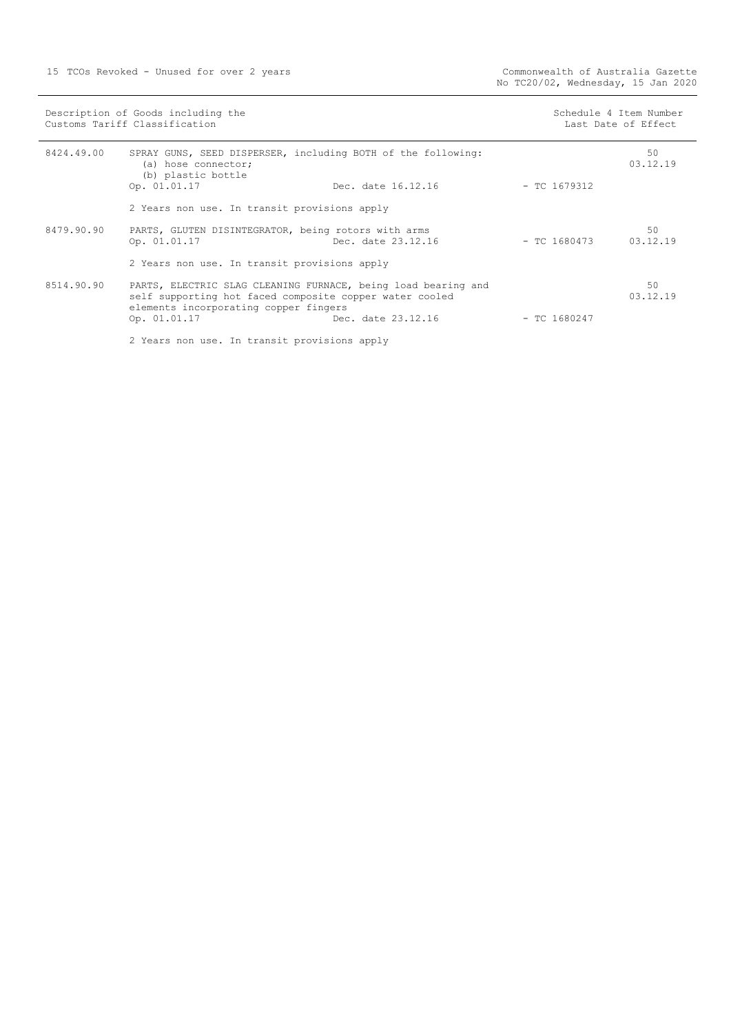| Description of Goods including the Customs Tariff Classification | | | Schedule 4 Item Number Last Date of Effect |
|---|---|---|---|
| 8424.49.00 | SPRAY GUNS, SEED DISPERSER, including BOTH of the following:<br>(a) hose connector;<br>(b) plastic bottle<br>Op. 01.01.17 Dec. date 16.12.16 - TC 1679312<br><br>2 Years non use. In transit provisions apply | | 50<br>03.12.19 |
| 8479.90.90 | PARTS, GLUTEN DISINTEGRATOR, being rotors with arms<br>Op. 01.01.17 Dec. date 23.12.16 - TC 1680473<br><br>2 Years non use. In transit provisions apply | | 50<br>03.12.19 |
| 8514.90.90 | PARTS, ELECTRIC SLAG CLEANING FURNACE, being load bearing and self supporting hot faced composite copper water cooled elements incorporating copper fingers<br>Op. 01.01.17 Dec. date 23.12.16 - TC 1680247<br><br>2 Years non use. In transit provisions apply | | 50<br>03.12.19 |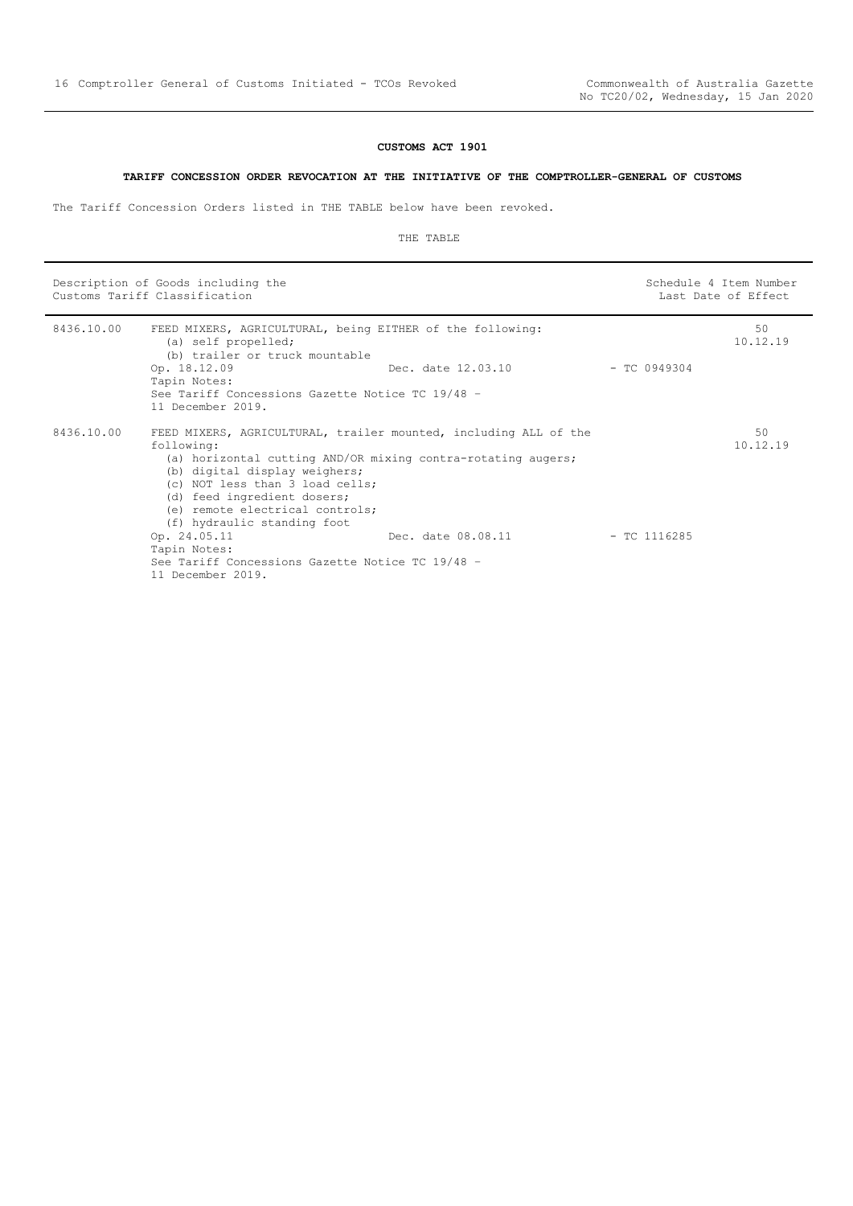**CUSTOMS ACT 1901**

**TARIFF CONCESSION ORDER REVOCATION AT THE INITIATIVE OF THE COMPTROLLER-GENERAL OF CUSTOMS**

The Tariff Concession Orders listed in THE TABLE below have been revoked.

THE TABLE

| Description of Goods including the Customs Tariff Classification | | | | Schedule 4 Item Number<br>Last Date of Effect |
|---|---|---|---|---|
| 8436.10.00 | FEED MIXERS, AGRICULTURAL, being EITHER of the following:<br>(a) self propelled;<br>(b) trailer or truck mountable<br>Op. 18.12.09<br>Tapin Notes:<br>See Tariff Concessions Gazette Notice TC 19/48 - 11 December 2019. | Dec. date 12.03.10 | - TC 0949304 | 50<br>10.12.19 |
| 8436.10.00 | FEED MIXERS, AGRICULTURAL, trailer mounted, including ALL of the following:<br>(a) horizontal cutting AND/OR mixing contra-rotating augers;<br>(b) digital display weighers;<br>(c) NOT less than 3 load cells;<br>(d) feed ingredient dosers;<br>(e) remote electrical controls;<br>(f) hydraulic standing foot<br>Op. 24.05.11<br>Tapin Notes:<br>See Tariff Concessions Gazette Notice TC 19/48 - 11 December 2019. | Dec. date 08.08.11 | - TC 1116285 | 50<br>10.12.19 |